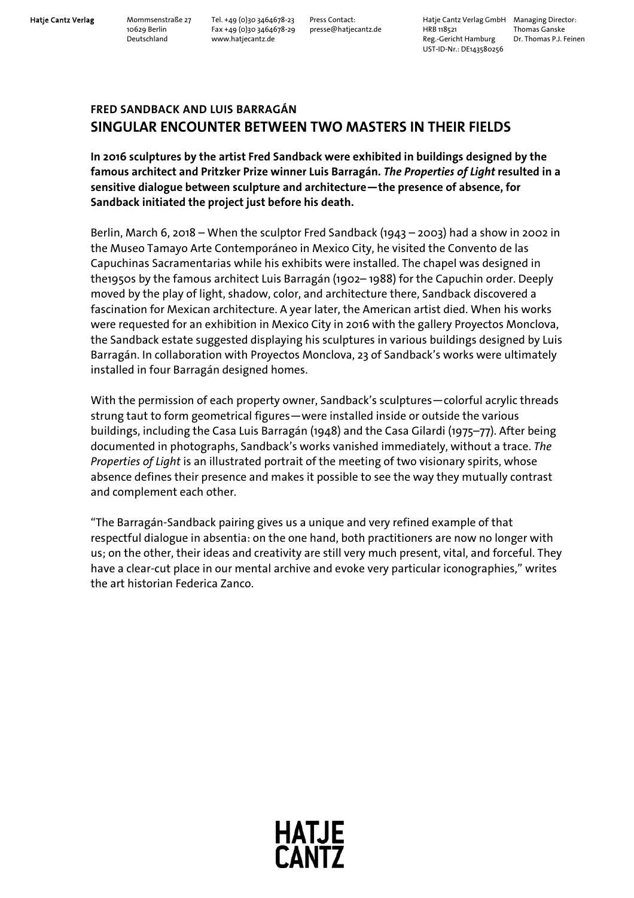Hatje Cantz Verlag

Mommsenstraße 27
10629 Berlin
Deutschland

Tel. +49 (0)30 3464678-23
Fax +49 (0)30 3464678-29
www.hatjecantz.de

Press Contact:
presse@hatjecantz.de

Hatje Cantz Verlag GmbH
HRB 118521
Reg.-Gericht Hamburg
UST-ID-Nr.: DE143580256

Managing Director:
Thomas Ganske
Dr. Thomas P.J. Feinen

## FRED SANDBACK AND LUIS BARRAGÁN
## SINGULAR ENCOUNTER BETWEEN TWO MASTERS IN THEIR FIELDS

**In 2016 sculptures by the artist Fred Sandback were exhibited in buildings designed by the famous architect and Pritzker Prize winner Luis Barragán. *The Properties of Light* resulted in a sensitive dialogue between sculpture and architecture—the presence of absence, for Sandback initiated the project just before his death.**

Berlin, March 6, 2018 – When the sculptor Fred Sandback (1943 – 2003) had a show in 2002 in the Museo Tamayo Arte Contemporáneo in Mexico City, he visited the Convento de las Capuchinas Sacramentarias while his exhibits were installed. The chapel was designed in the1950s by the famous architect Luis Barragán (1902– 1988) for the Capuchin order. Deeply moved by the play of light, shadow, color, and architecture there, Sandback discovered a fascination for Mexican architecture. A year later, the American artist died. When his works were requested for an exhibition in Mexico City in 2016 with the gallery Proyectos Monclova, the Sandback estate suggested displaying his sculptures in various buildings designed by Luis Barragán. In collaboration with Proyectos Monclova, 23 of Sandback's works were ultimately installed in four Barragán designed homes.

With the permission of each property owner, Sandback's sculptures—colorful acrylic threads strung taut to form geometrical figures—were installed inside or outside the various buildings, including the Casa Luis Barragán (1948) and the Casa Gilardi (1975–77). After being documented in photographs, Sandback's works vanished immediately, without a trace. *The Properties of Light* is an illustrated portrait of the meeting of two visionary spirits, whose absence defines their presence and makes it possible to see the way they mutually contrast and complement each other.

"The Barragán-Sandback pairing gives us a unique and very refined example of that respectful dialogue in absentia: on the one hand, both practitioners are now no longer with us; on the other, their ideas and creativity are still very much present, vital, and forceful. They have a clear-cut place in our mental archive and evoke very particular iconographies," writes the art historian Federica Zanco.

HATJE CANTZ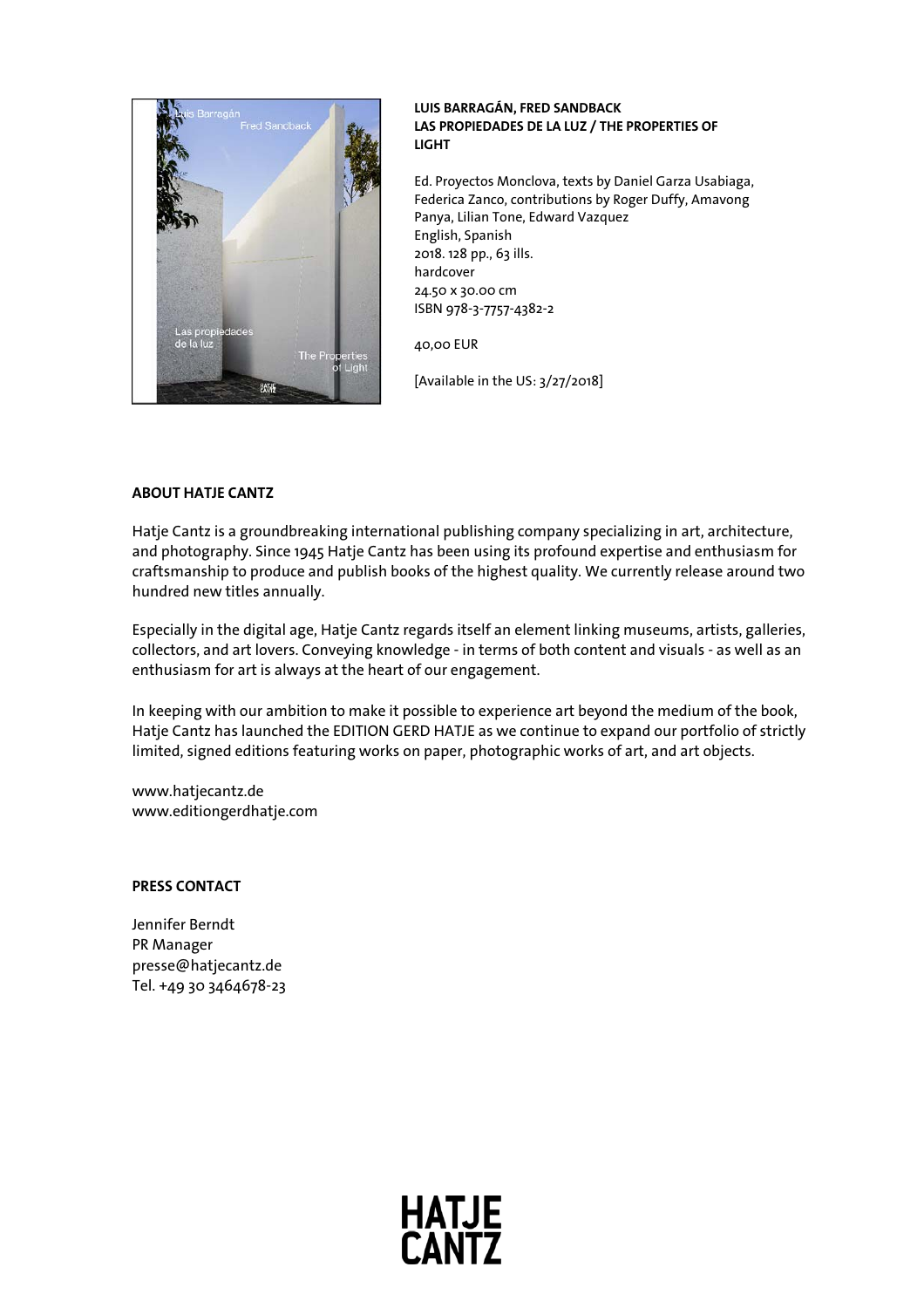**LUIS BARRAGÁN, FRED SANDBACK**
**LAS PROPIEDADES DE LA LUZ / THE PROPERTIES OF LIGHT**

Ed. Proyectos Monclova, texts by Daniel Garza Usabiaga, Federica Zanco, contributions by Roger Duffy, Amavong Panya, Lilian Tone, Edward Vazquez
English, Spanish
2018. 128 pp., 63 ills.
hardcover
24.50 x 30.00 cm
ISBN 978-3-7757-4382-2

40,00 EUR

[Available in the US: 3/27/2018]

**ABOUT HATJE CANTZ**

Hatje Cantz is a groundbreaking international publishing company specializing in art, architecture, and photography. Since 1945 Hatje Cantz has been using its profound expertise and enthusiasm for craftsmanship to produce and publish books of the highest quality. We currently release around two hundred new titles annually.

Especially in the digital age, Hatje Cantz regards itself an element linking museums, artists, galleries, collectors, and art lovers. Conveying knowledge - in terms of both content and visuals - as well as an enthusiasm for art is always at the heart of our engagement.

In keeping with our ambition to make it possible to experience art beyond the medium of the book, Hatje Cantz has launched the EDITION GERD HATJE as we continue to expand our portfolio of strictly limited, signed editions featuring works on paper, photographic works of art, and art objects.

www.hatjecantz.de
www.editiongerdhatje.com

**PRESS CONTACT**

Jennifer Berndt
PR Manager
presse@hatjecantz.de
Tel. +49 30 3464678-23